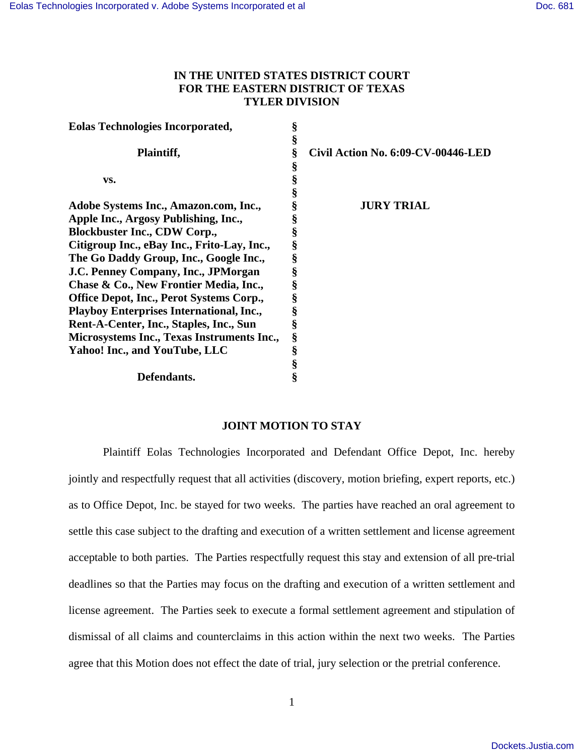**IN THE UNITED STATES DISTRICT COURT**
**FOR THE EASTERN DISTRICT OF TEXAS**
**TYLER DIVISION**

| | | |
|---|---|---|
| **Eolas Technologies Incorporated,** | § | |
| | § | |
| **Plaintiff,** | § | **Civil Action No. 6:09-CV-00446-LED** |
| | § | |
| **vs.** | § | |
| | § | |
| **Adobe Systems Inc., Amazon.com, Inc., Apple Inc., Argosy Publishing, Inc., Blockbuster Inc., CDW Corp., Citigroup Inc., eBay Inc., Frito-Lay, Inc., The Go Daddy Group, Inc., Google Inc., J.C. Penney Company, Inc., JPMorgan Chase & Co., New Frontier Media, Inc., Office Depot, Inc., Perot Systems Corp., Playboy Enterprises International, Inc., Rent-A-Center, Inc., Staples, Inc., Sun Microsystems Inc., Texas Instruments Inc., Yahoo! Inc., and YouTube, LLC** | § | **JURY TRIAL** |
| | § | |
| **Defendants.** | § | |

## JOINT MOTION TO STAY

Plaintiff Eolas Technologies Incorporated and Defendant Office Depot, Inc. hereby jointly and respectfully request that all activities (discovery, motion briefing, expert reports, etc.) as to Office Depot, Inc. be stayed for two weeks. The parties have reached an oral agreement to settle this case subject to the drafting and execution of a written settlement and license agreement acceptable to both parties. The Parties respectfully request this stay and extension of all pre-trial deadlines so that the Parties may focus on the drafting and execution of a written settlement and license agreement. The Parties seek to execute a formal settlement agreement and stipulation of dismissal of all claims and counterclaims in this action within the next two weeks. The Parties agree that this Motion does not effect the date of trial, jury selection or the pretrial conference.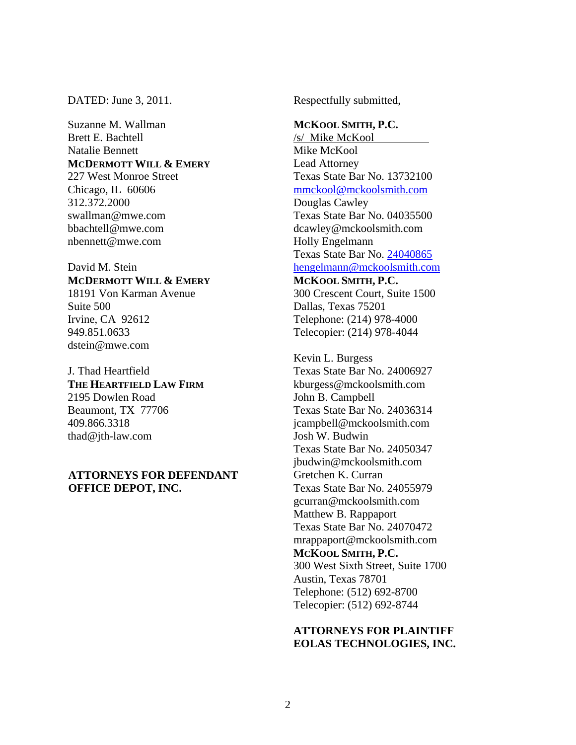DATED: June 3, 2011.

Respectfully submitted,

**MCKOOL SMITH, P.C.**
/s/ Mike McKool
Mike McKool
Lead Attorney
Texas State Bar No. 13732100
mmckool@mckoolsmith.com
Douglas Cawley
Texas State Bar No. 04035500
dcawley@mckoolsmith.com
Holly Engelmann
Texas State Bar No. 24040865
hengelmann@mckoolsmith.com
**MCKOOL SMITH, P.C.**
300 Crescent Court, Suite 1500
Dallas, Texas 75201
Telephone: (214) 978-4000
Telecopier: (214) 978-4044

Kevin L. Burgess
Texas State Bar No. 24006927
kburgess@mckoolsmith.com
John B. Campbell
Texas State Bar No. 24036314
jcampbell@mckoolsmith.com
Josh W. Budwin
Texas State Bar No. 24050347
jbudwin@mckoolsmith.com
Gretchen K. Curran
Texas State Bar No. 24055979
gcurran@mckoolsmith.com
Matthew B. Rappaport
Texas State Bar No. 24070472
mrappaport@mckoolsmith.com
**MCKOOL SMITH, P.C.**
300 West Sixth Street, Suite 1700
Austin, Texas 78701
Telephone: (512) 692-8700
Telecopier: (512) 692-8744

**ATTORNEYS FOR PLAINTIFF EOLAS TECHNOLOGIES, INC.**

Suzanne M. Wallman
Brett E. Bachtell
Natalie Bennett
**MCDERMOTT WILL & EMERY**
227 West Monroe Street
Chicago, IL 60606
312.372.2000
swallman@mwe.com
bbachtell@mwe.com
nbennett@mwe.com

David M. Stein
**MCDERMOTT WILL & EMERY**
18191 Von Karman Avenue
Suite 500
Irvine, CA 92612
949.851.0633
dstein@mwe.com

J. Thad Heartfield
**THE HEARTFIELD LAW FIRM**
2195 Dowlen Road
Beaumont, TX 77706
409.866.3318
thad@jth-law.com

**ATTORNEYS FOR DEFENDANT OFFICE DEPOT, INC.**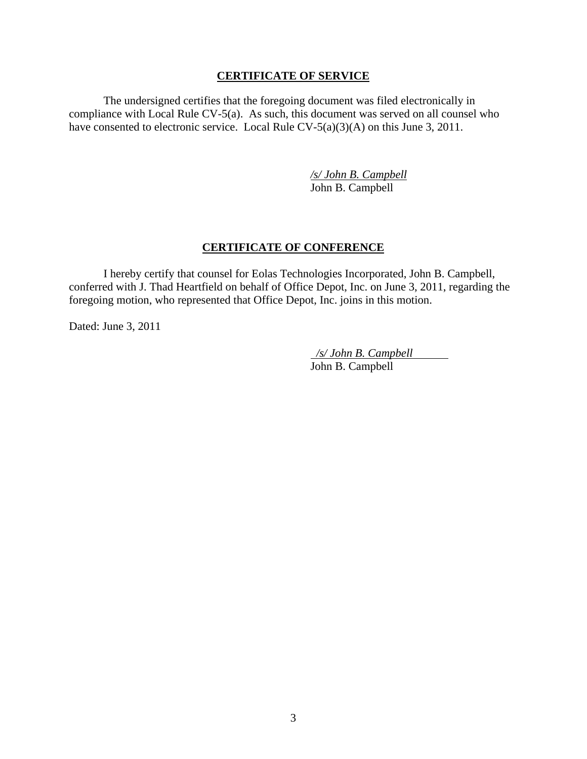## CERTIFICATE OF SERVICE

The undersigned certifies that the foregoing document was filed electronically in compliance with Local Rule CV-5(a). As such, this document was served on all counsel who have consented to electronic service. Local Rule CV-5(a)(3)(A) on this June 3, 2011.

*/s/ John B. Campbell*
John B. Campbell

## CERTIFICATE OF CONFERENCE

I hereby certify that counsel for Eolas Technologies Incorporated, John B. Campbell, conferred with J. Thad Heartfield on behalf of Office Depot, Inc. on June 3, 2011, regarding the foregoing motion, who represented that Office Depot, Inc. joins in this motion.

Dated: June 3, 2011

*/s/ John B. Campbell*
John B. Campbell